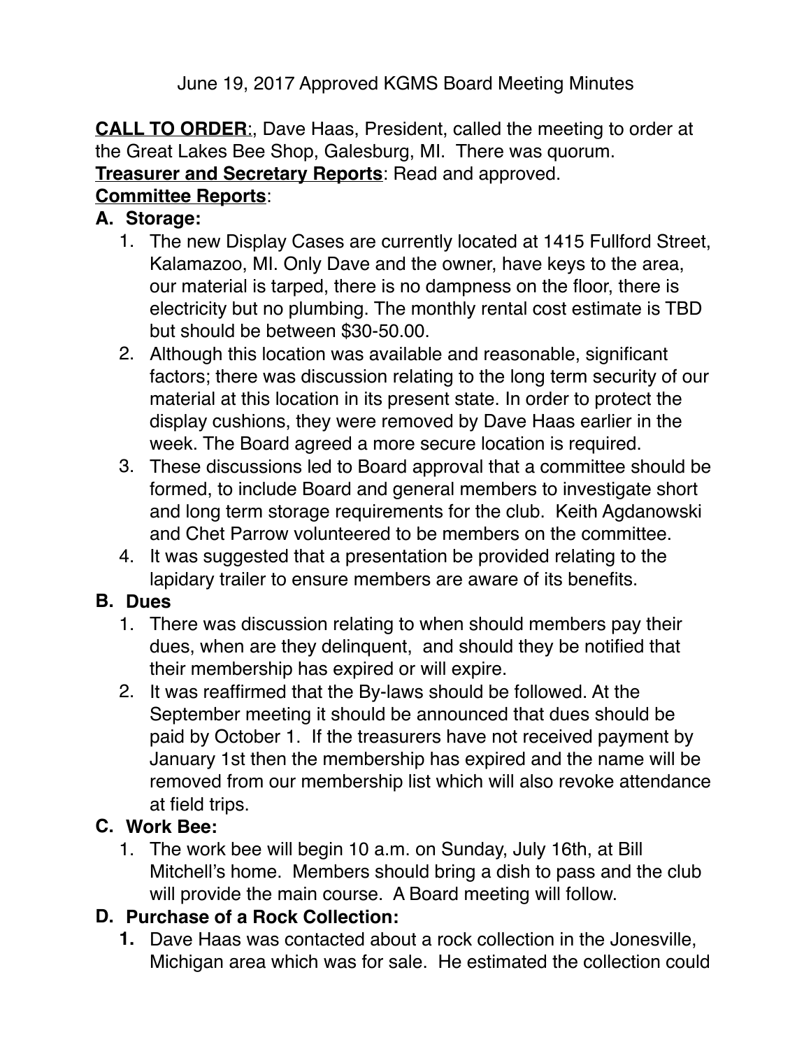June 19, 2017 Approved KGMS Board Meeting Minutes

**CALL TO ORDER**:, Dave Haas, President, called the meeting to order at the Great Lakes Bee Shop, Galesburg, MI. There was quorum.

**Treasurer and Secretary Reports**: Read and approved.

**Committee Reports**:

**A. Storage:**

1. The new Display Cases are currently located at 1415 Fullford Street, Kalamazoo, MI. Only Dave and the owner, have keys to the area, our material is tarped, there is no dampness on the floor, there is electricity but no plumbing. The monthly rental cost estimate is TBD but should be between $30-50.00.
2. Although this location was available and reasonable, significant factors; there was discussion relating to the long term security of our material at this location in its present state. In order to protect the display cushions, they were removed by Dave Haas earlier in the week. The Board agreed a more secure location is required.
3. These discussions led to Board approval that a committee should be formed, to include Board and general members to investigate short and long term storage requirements for the club. Keith Agdanowski and Chet Parrow volunteered to be members on the committee.
4. It was suggested that a presentation be provided relating to the lapidary trailer to ensure members are aware of its benefits.

**B. Dues**

1. There was discussion relating to when should members pay their dues, when are they delinquent, and should they be notified that their membership has expired or will expire.
2. It was reaffirmed that the By-laws should be followed. At the September meeting it should be announced that dues should be paid by October 1. If the treasurers have not received payment by January 1st then the membership has expired and the name will be removed from our membership list which will also revoke attendance at field trips.

**C. Work Bee:**

1. The work bee will begin 10 a.m. on Sunday, July 16th, at Bill Mitchell's home. Members should bring a dish to pass and the club will provide the main course. A Board meeting will follow.

**D. Purchase of a Rock Collection:**

1. Dave Haas was contacted about a rock collection in the Jonesville, Michigan area which was for sale. He estimated the collection could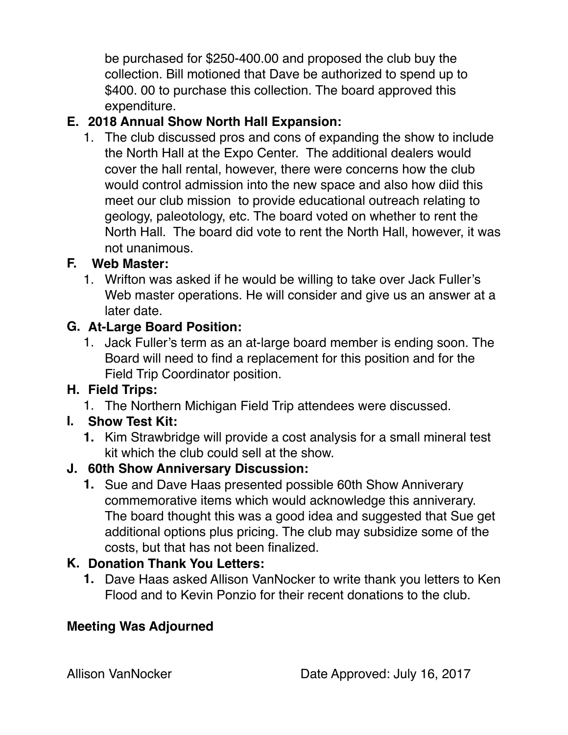be purchased for $250-400.00 and proposed the club buy the collection. Bill motioned that Dave be authorized to spend up to $400. 00 to purchase this collection. The board approved this expenditure.

**E. 2018 Annual Show North Hall Expansion:**

1. The club discussed pros and cons of expanding the show to include the North Hall at the Expo Center. The additional dealers would cover the hall rental, however, there were concerns how the club would control admission into the new space and also how diid this meet our club mission to provide educational outreach relating to geology, paleotology, etc. The board voted on whether to rent the North Hall. The board did vote to rent the North Hall, however, it was not unanimous.

**F. Web Master:**

1. Wrifton was asked if he would be willing to take over Jack Fuller's Web master operations. He will consider and give us an answer at a later date.

**G. At-Large Board Position:**

1. Jack Fuller's term as an at-large board member is ending soon. The Board will need to find a replacement for this position and for the Field Trip Coordinator position.

**H. Field Trips:**

1. The Northern Michigan Field Trip attendees were discussed.

**I. Show Test Kit:**

1. Kim Strawbridge will provide a cost analysis for a small mineral test kit which the club could sell at the show.

**J. 60th Show Anniversary Discussion:**

1. Sue and Dave Haas presented possible 60th Show Anniverary commemorative items which would acknowledge this anniversary. The board thought this was a good idea and suggested that Sue get additional options plus pricing. The club may subsidize some of the costs, but that has not been finalized.

**K. Donation Thank You Letters:**

1. Dave Haas asked Allison VanNocker to write thank you letters to Ken Flood and to Kevin Ponzio for their recent donations to the club.

**Meeting Was Adjourned**

Allison VanNocker  Date Approved: July 16, 2017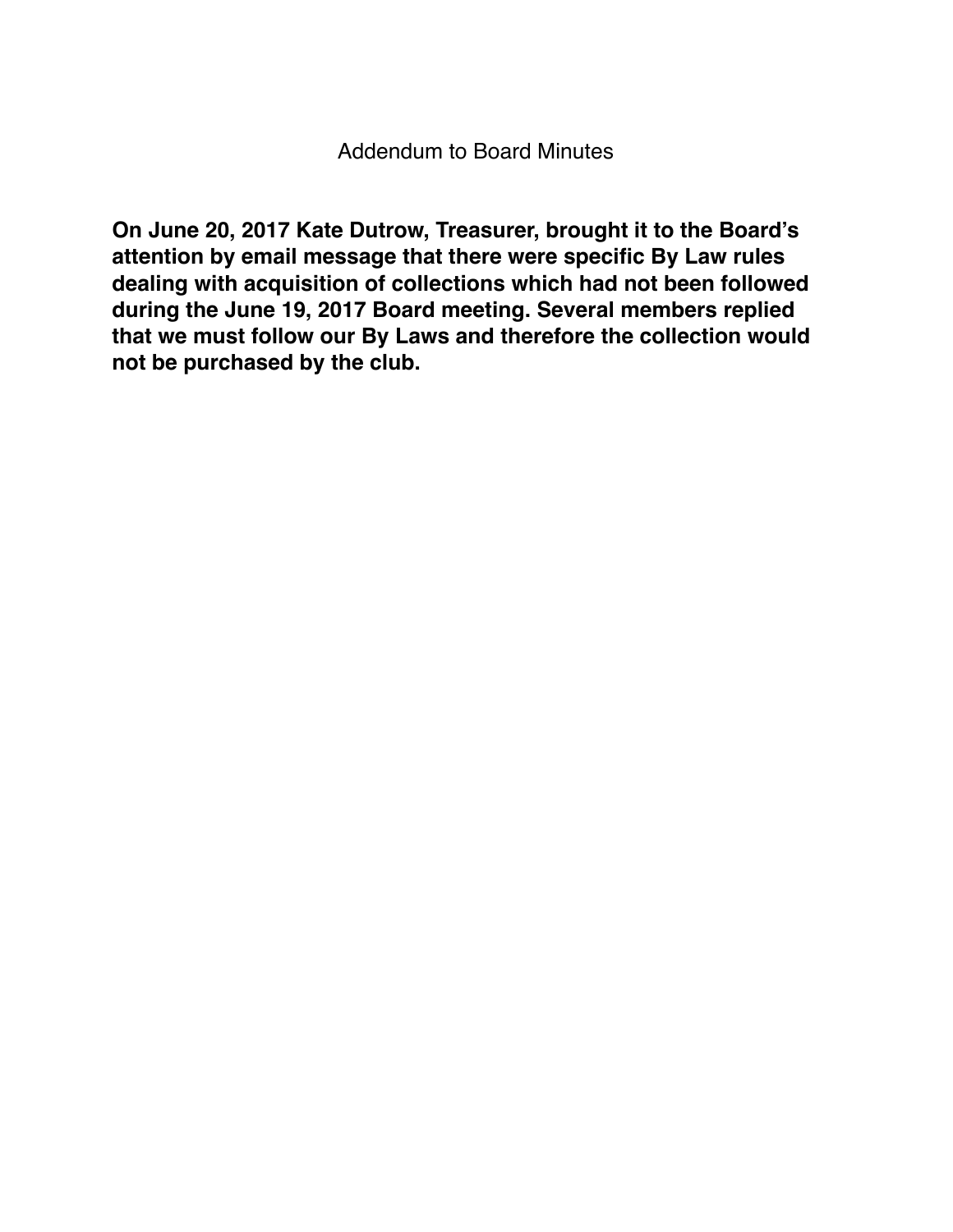# Addendum to Board Minutes

**On June 20, 2017 Kate Dutrow, Treasurer, brought it to the Board's attention by email message that there were specific By Law rules dealing with acquisition of collections which had not been followed during the June 19, 2017 Board meeting. Several members replied that we must follow our By Laws and therefore the collection would not be purchased by the club.**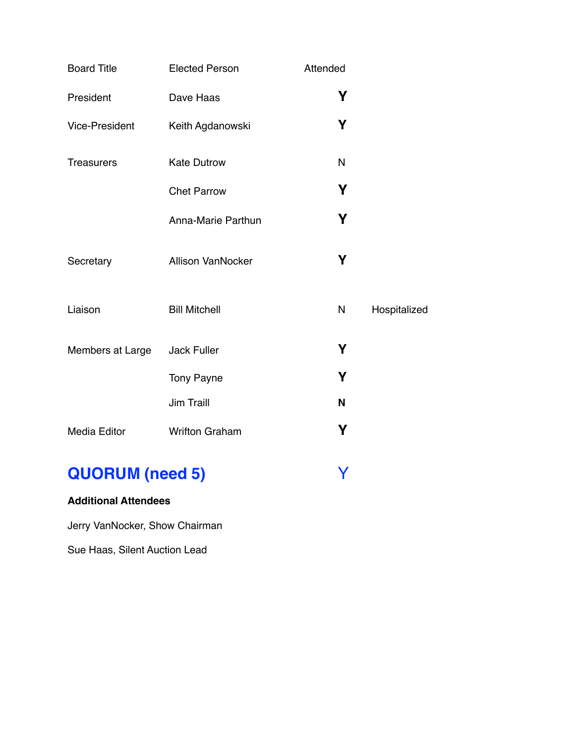| Board Title | Elected Person | Attended | |
|---|---|---|---|
| President | Dave Haas | **Y** | |
| Vice-President | Keith Agdanowski | **Y** | |
| Treasurers | Kate Dutrow | N | |
| | Chet Parrow | **Y** | |
| | Anna-Marie Parthun | **Y** | |
| Secretary | Allison VanNocker | **Y** | |
| Liaison | Bill Mitchell | N | Hospitalized |
| Members at Large | Jack Fuller | **Y** | |
| | Tony Payne | **Y** | |
| | Jim Traill | **N** | |
| Media Editor | Wrifton Graham | **Y** | |
| **QUORUM (need 5)** | | Y | |

**Additional Attendees**

Jerry VanNocker, Show Chairman

Sue Haas, Silent Auction Lead